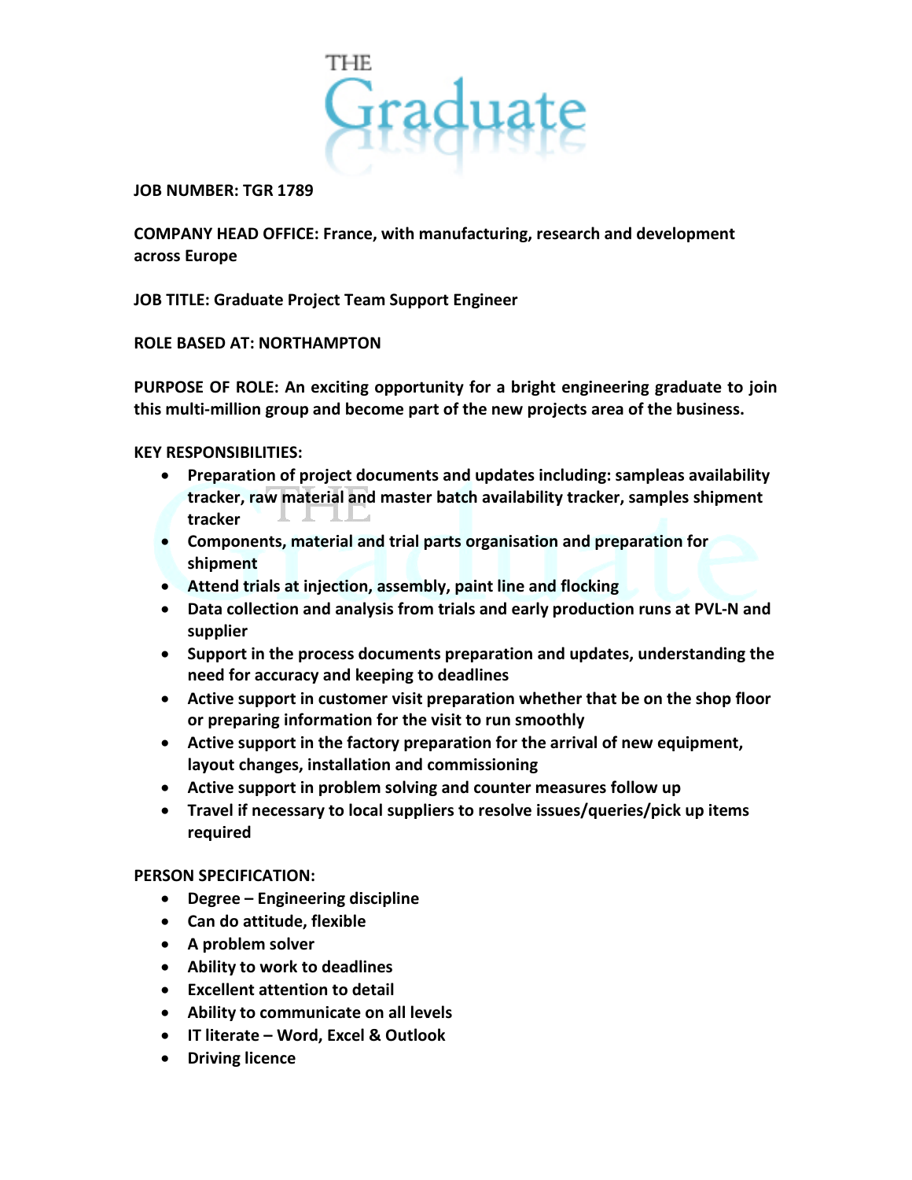THE Graduate

**JOB NUMBER: TGR 1789**

**COMPANY HEAD OFFICE: France, with manufacturing, research and development across Europe**

**JOB TITLE: Graduate Project Team Support Engineer**

**ROLE BASED AT: NORTHAMPTON**

**PURPOSE OF ROLE: An exciting opportunity for a bright engineering graduate to join this multi-million group and become part of the new projects area of the business.**

**KEY RESPONSIBILITIES:**

- **Preparation of project documents and updates including: sampleas availability tracker, raw material and master batch availability tracker, samples shipment tracker**
- **Components, material and trial parts organisation and preparation for shipment**
- **Attend trials at injection, assembly, paint line and flocking**
- **Data collection and analysis from trials and early production runs at PVL-N and supplier**
- **Support in the process documents preparation and updates, understanding the need for accuracy and keeping to deadlines**
- **Active support in customer visit preparation whether that be on the shop floor or preparing information for the visit to run smoothly**
- **Active support in the factory preparation for the arrival of new equipment, layout changes, installation and commissioning**
- **Active support in problem solving and counter measures follow up**
- **Travel if necessary to local suppliers to resolve issues/queries/pick up items required**

**PERSON SPECIFICATION:**

- **Degree – Engineering discipline**
- **Can do attitude, flexible**
- **A problem solver**
- **Ability to work to deadlines**
- **Excellent attention to detail**
- **Ability to communicate on all levels**
- **IT literate – Word, Excel & Outlook**
- **Driving licence**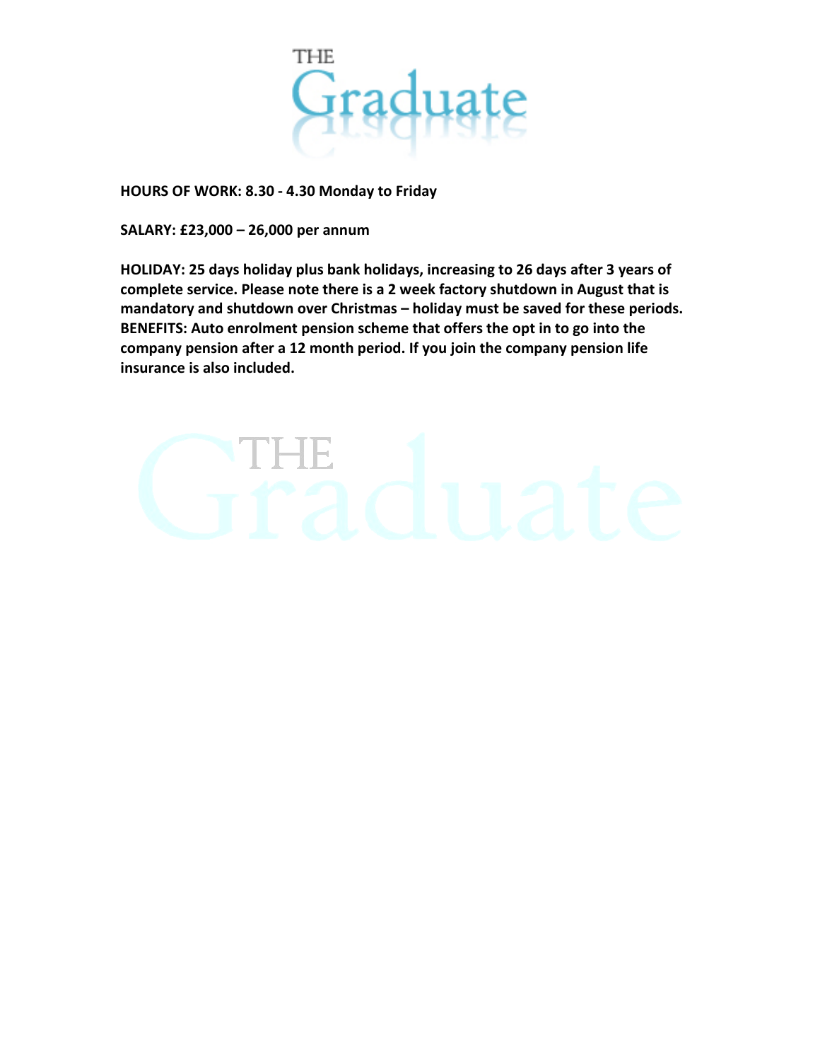**HOURS OF WORK: 8.30 - 4.30 Monday to Friday**

**SALARY: £23,000 – 26,000 per annum**

**HOLIDAY: 25 days holiday plus bank holidays, increasing to 26 days after 3 years of complete service. Please note there is a 2 week factory shutdown in August that is mandatory and shutdown over Christmas – holiday must be saved for these periods.**
**BENEFITS: Auto enrolment pension scheme that offers the opt in to go into the company pension after a 12 month period. If you join the company pension life insurance is also included.**